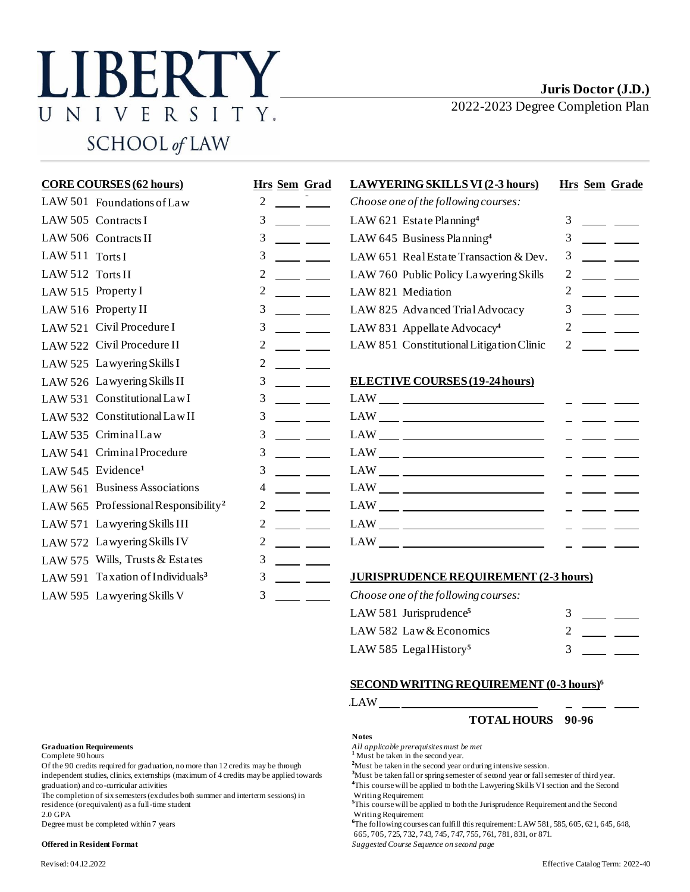# LIBERTY UNIVERSITY SCHOOL of LAW

## Juris Doctor (J.D.)

2022-2023 Degree Completion Plan

| CORE COURSES (62 hours) | Hrs | Sem | Grade |
|---|---|---|---|
| LAW 501 Foundations of Law | 2 | | |
| LAW 505 Contracts I | 3 | | |
| LAW 506 Contracts II | 3 | | |
| LAW 511 Torts I | 3 | | |
| LAW 512 Torts II | 2 | | |
| LAW 515 Property I | 2 | | |
| LAW 516 Property II | 3 | | |
| LAW 521 Civil Procedure I | 3 | | |
| LAW 522 Civil Procedure II | 2 | | |
| LAW 525 Lawyering Skills I | 2 | | |
| LAW 526 Lawyering Skills II | 3 | | |
| LAW 531 Constitutional Law I | 3 | | |
| LAW 532 Constitutional Law II | 3 | | |
| LAW 535 Criminal Law | 3 | | |
| LAW 541 Criminal Procedure | 3 | | |
| LAW 545 Evidence[1] | 3 | | |
| LAW 561 Business Associations | 4 | | |
| LAW 565 Professional Responsibility[2] | 2 | | |
| LAW 571 Lawyering Skills III | 2 | | |
| LAW 572 Lawyering Skills IV | 2 | | |
| LAW 575 Wills, Trusts & Estates | 3 | | |
| LAW 591 Taxation of Individuals[3] | 3 | | |
| LAW 595 Lawyering Skills V | 3 | | |

| LAWYERING SKILLS VI (2-3 hours) | Hrs | Sem | Grade |
|---|---|---|---|
| *Choose one of the following courses:* | | | |
| LAW 621 Estate Planning[4] | 3 | | |
| LAW 645 Business Planning[4] | 3 | | |
| LAW 651 Real Estate Transaction & Dev. | 3 | | |
| LAW 760 Public Policy Lawyering Skills | 2 | | |
| LAW 821 Mediation | 2 | | |
| LAW 825 Advanced Trial Advocacy | 3 | | |
| LAW 831 Appellate Advocacy[4] | 2 | | |
| LAW 851 Constitutional Litigation Clinic | 2 | | |

| ELECTIVE COURSES (19-24 hours) | Hrs | Sem | Grade |
|---|---|---|---|
| LAW ___ | | | |
| LAW ___ | | | |
| LAW ___ | | | |
| LAW ___ | | | |
| LAW ___ | | | |
| LAW ___ | | | |
| LAW ___ | | | |
| LAW ___ | | | |
| LAW ___ | | | |

| JURISPRUDENCE REQUIREMENT (2-3 hours) | Hrs | Sem | Grade |
|---|---|---|---|
| *Choose one of the following courses:* | | | |
| LAW 581 Jurisprudence[5] | 3 | | |
| LAW 582 Law & Economics | 2 | | |
| LAW 585 Legal History[5] | 3 | | |

| SECOND WRITING REQUIREMENT (0-3 hours)[6] | Hrs | Sem | Grade |
|---|---|---|---|
| LAW ___ | | | |

**TOTAL HOURS 90-96**

**Graduation Requirements**

Complete 90 hours

Of the 90 credits required for graduation, no more than 12 credits may be through independent studies, clinics, externships (maximum of 4 credits may be applied towards graduation) and co-curricular activities

The completion of six semesters (excludes both summer and interterm sessions) in residence (or equivalent) as a full-time student

2.0 GPA

Degree must be completed within 7 years

**Offered in Resident Format**

**Notes**

*All applicable prerequisites must be met*

[1] Must be taken in the second year.

[2] Must be taken in the second year or during intensive session.

[3] Must be taken fall or spring semester of second year or fall semester of third year.

[4] This course will be applied to both the Lawyering Skills VI section and the Second Writing Requirement

[5] This course will be applied to both the Jurisprudence Requirement and the Second Writing Requirement

[6] The following courses can fulfill this requirement: LAW 581, 585, 605, 621, 645, 648, 665, 705, 725, 732, 743, 745, 747, 755, 761, 781, 831, or 871.

*Suggested Course Sequence on second page*

Revised: 04.12.2022

Effective Catalog Term: 2022-40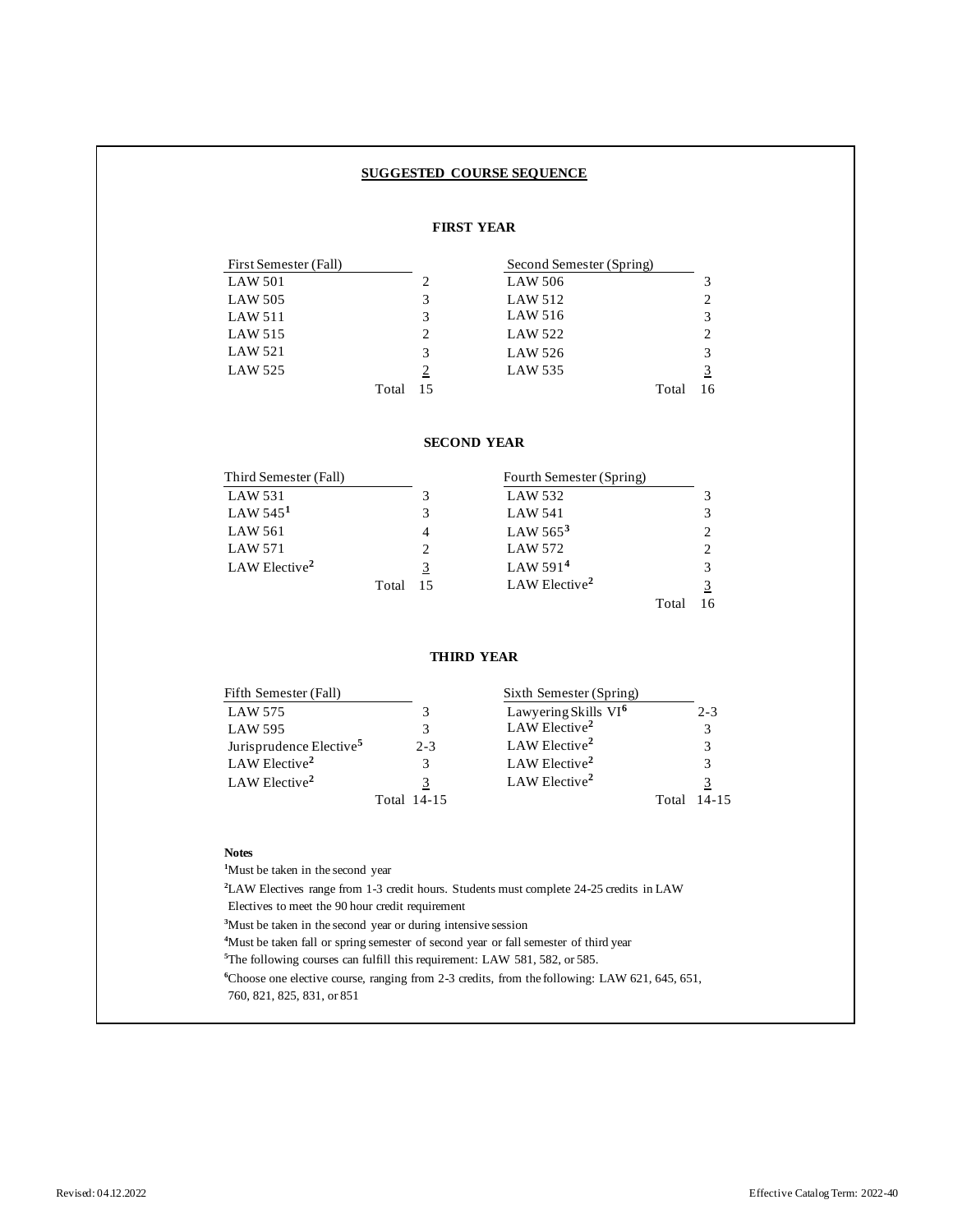## SUGGESTED COURSE SEQUENCE

### FIRST YEAR

| First Semester (Fall) | | Second Semester (Spring) | |
|---|---|---|---|
| LAW 501 | 2 | LAW 506 | 3 |
| LAW 505 | 3 | LAW 512 | 2 |
| LAW 511 | 3 | LAW 516 | 3 |
| LAW 515 | 2 | LAW 522 | 2 |
| LAW 521 | 3 | LAW 526 | 3 |
| LAW 525 | 2 | LAW 535 | 3 |
| Total | 15 | Total | 16 |

### SECOND YEAR

| Third Semester (Fall) | | Fourth Semester (Spring) | |
|---|---|---|---|
| LAW 531 | 3 | LAW 532 | 3 |
| LAW 545[1] | 3 | LAW 541 | 3 |
| LAW 561 | 4 | LAW 565[3] | 2 |
| LAW 571 | 2 | LAW 572 | 2 |
| LAW Elective[2] | 3 | LAW 591[4] | 3 |
| Total | 15 | LAW Elective[2] | 3 |
| | | Total | 16 |

### THIRD YEAR

| Fifth Semester (Fall) | | Sixth Semester (Spring) | |
|---|---|---|---|
| LAW 575 | 3 | Lawyering Skills VI[6] | 2-3 |
| LAW 595 | 3 | LAW Elective[2] | 3 |
| Jurisprudence Elective[5] | 2-3 | LAW Elective[2] | 3 |
| LAW Elective[2] | 3 | LAW Elective[2] | 3 |
| LAW Elective[2] | 3 | LAW Elective[2] | 3 |
| Total | 14-15 | Total | 14-15 |

**Notes**

[1]Must be taken in the second year

[2]LAW Electives range from 1-3 credit hours. Students must complete 24-25 credits in LAW Electives to meet the 90 hour credit requirement

[3]Must be taken in the second year or during intensive session

[4]Must be taken fall or spring semester of second year or fall semester of third year

[5]The following courses can fulfill this requirement: LAW 581, 582, or 585.

[6]Choose one elective course, ranging from 2-3 credits, from the following: LAW 621, 645, 651, 760, 821, 825, 831, or 851

Revised: 04.12.2022

Effective Catalog Term: 2022-40